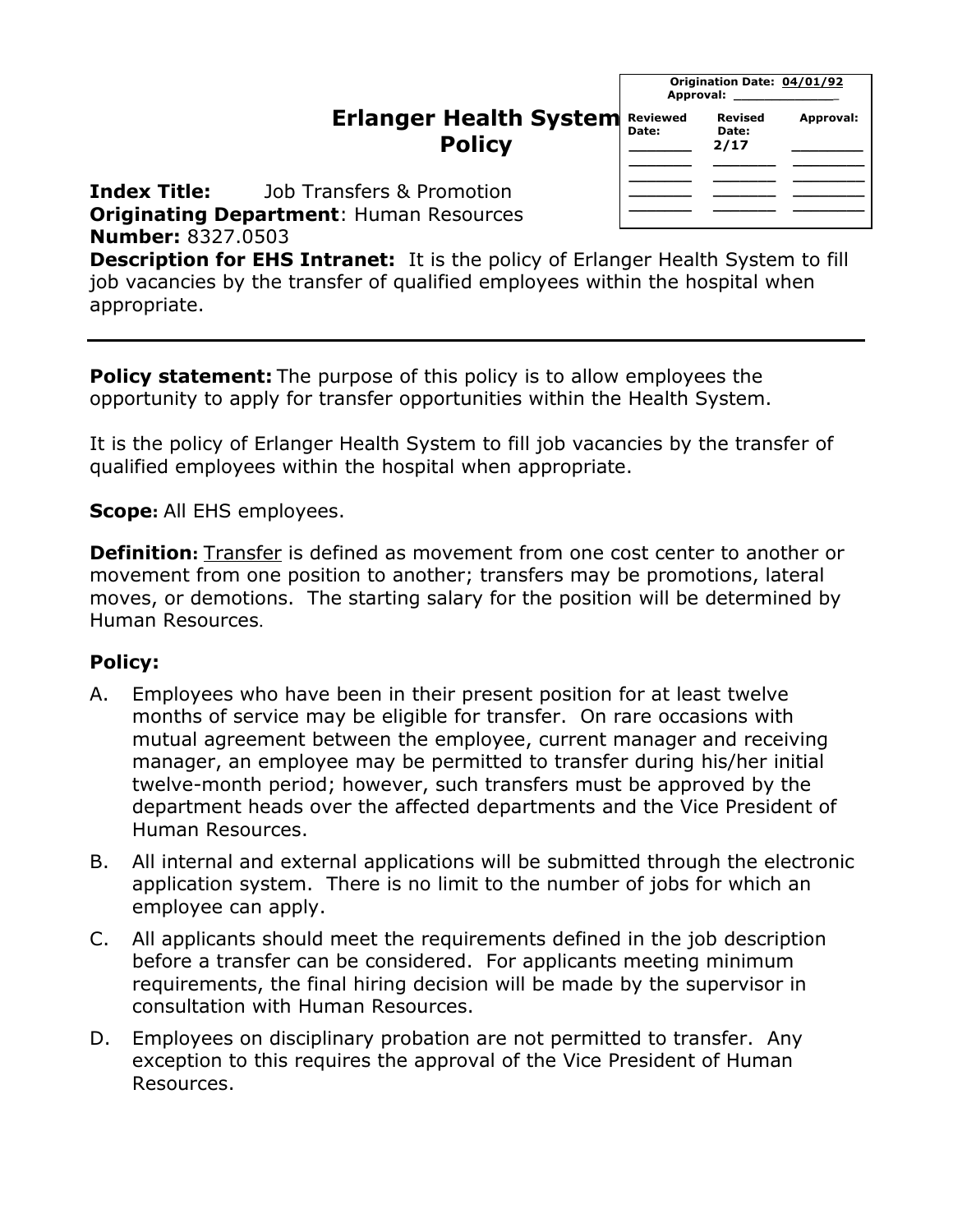# Erlanger Health System Policy

| Origination Date: 04/01/92 Approval: ___________ | | |
|---|---|---|
| Reviewed Date: | Revised Date: | Approval: |
| ______ | 2/17 | ______ |
| ______ | ______ | ______ |
| ______ | ______ | ______ |
| ______ | ______ | ______ |

**Index Title:** Job Transfers & Promotion
**Originating Department**: Human Resources
**Number:** 8327.0503
**Description for EHS Intranet:** It is the policy of Erlanger Health System to fill job vacancies by the transfer of qualified employees within the hospital when appropriate.

---

**Policy statement:** The purpose of this policy is to allow employees the opportunity to apply for transfer opportunities within the Health System.

It is the policy of Erlanger Health System to fill job vacancies by the transfer of qualified employees within the hospital when appropriate.

**Scope:** All EHS employees.

**Definition:** Transfer is defined as movement from one cost center to another or movement from one position to another; transfers may be promotions, lateral moves, or demotions. The starting salary for the position will be determined by Human Resources.

**Policy:**

A. Employees who have been in their present position for at least twelve months of service may be eligible for transfer. On rare occasions with mutual agreement between the employee, current manager and receiving manager, an employee may be permitted to transfer during his/her initial twelve-month period; however, such transfers must be approved by the department heads over the affected departments and the Vice President of Human Resources.

B. All internal and external applications will be submitted through the electronic application system. There is no limit to the number of jobs for which an employee can apply.

C. All applicants should meet the requirements defined in the job description before a transfer can be considered. For applicants meeting minimum requirements, the final hiring decision will be made by the supervisor in consultation with Human Resources.

D. Employees on disciplinary probation are not permitted to transfer. Any exception to this requires the approval of the Vice President of Human Resources.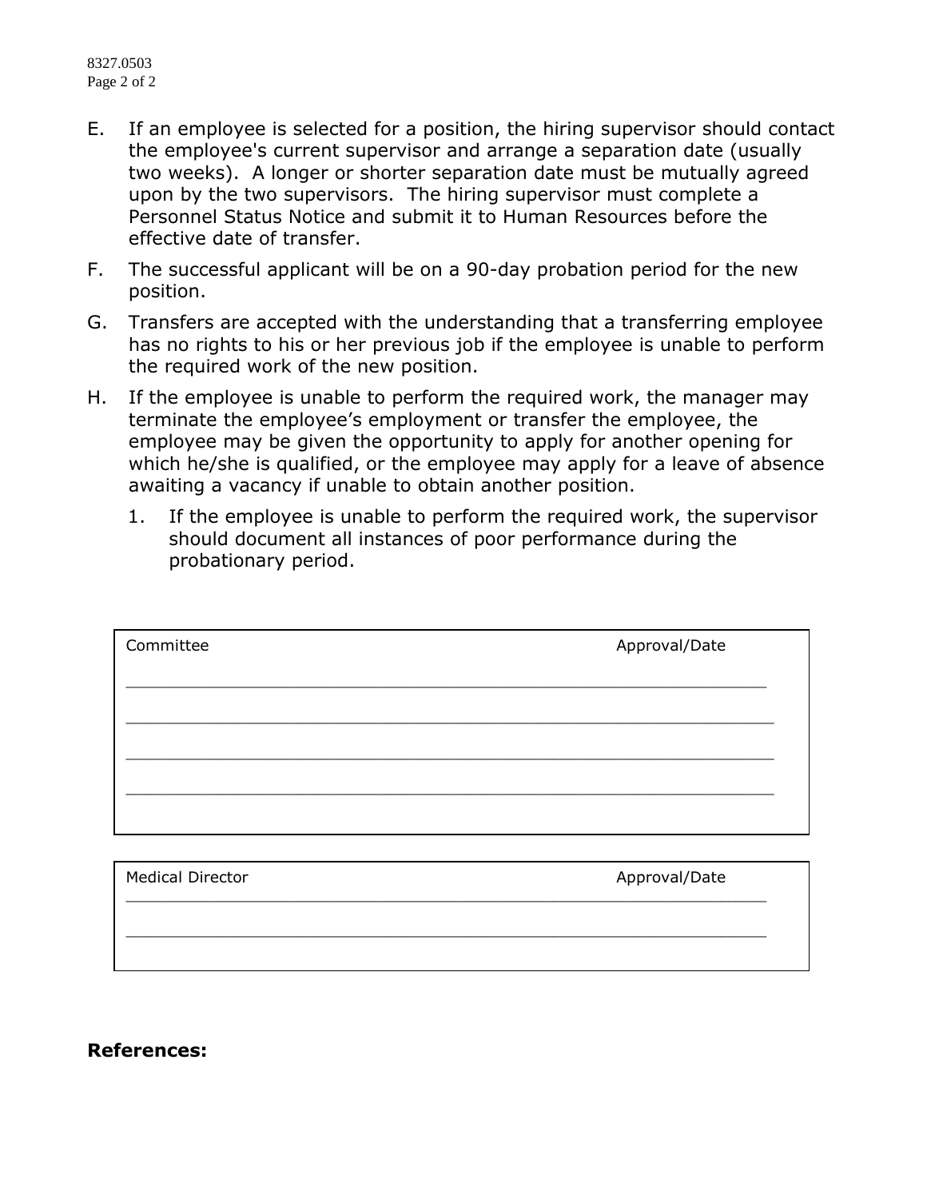E. If an employee is selected for a position, the hiring supervisor should contact the employee's current supervisor and arrange a separation date (usually two weeks). A longer or shorter separation date must be mutually agreed upon by the two supervisors. The hiring supervisor must complete a Personnel Status Notice and submit it to Human Resources before the effective date of transfer.

F. The successful applicant will be on a 90-day probation period for the new position.

G. Transfers are accepted with the understanding that a transferring employee has no rights to his or her previous job if the employee is unable to perform the required work of the new position.

H. If the employee is unable to perform the required work, the manager may terminate the employee's employment or transfer the employee, the employee may be given the opportunity to apply for another opening for which he/she is qualified, or the employee may apply for a leave of absence awaiting a vacancy if unable to obtain another position.

   1. If the employee is unable to perform the required work, the supervisor should document all instances of poor performance during the probationary period.

| Committee | Approval/Date |
| --- | --- |
| | |
| | |
| | |
| | |

| Medical Director | Approval/Date |
| --- | --- |
| | |
| | |

**References:**